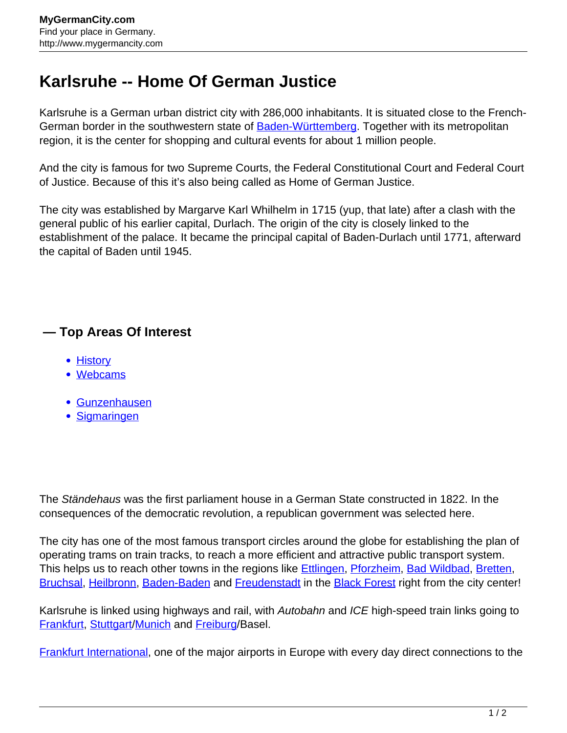# Karlsruhe -- Home Of German Justice

Karlsruhe is a German urban district city with 286,000 inhabitants. It is situated close to the French-German border in the southwestern state of Baden-Württemberg. Together with its metropolitan region, it is the center for shopping and cultural events for about 1 million people.

And the city is famous for two Supreme Courts, the Federal Constitutional Court and Federal Court of Justice. Because of this it's also being called as Home of German Justice.

The city was established by Margarve Karl Whilhelm in 1715 (yup, that late) after a clash with the general public of his earlier capital, Durlach. The origin of the city is closely linked to the establishment of the palace. It became the principal capital of Baden-Durlach until 1771, afterward the capital of Baden until 1945.

## — Top Areas Of Interest

- History
- Webcams

- Gunzenhausen
- Sigmaringen

The *Ständehaus* was the first parliament house in a German State constructed in 1822. In the consequences of the democratic revolution, a republican government was selected here.

The city has one of the most famous transport circles around the globe for establishing the plan of operating trams on train tracks, to reach a more efficient and attractive public transport system. This helps us to reach other towns in the regions like Ettlingen, Pforzheim, Bad Wildbad, Bretten, Bruchsal, Heilbronn, Baden-Baden and Freudenstadt in the Black Forest right from the city center!

Karlsruhe is linked using highways and rail, with *Autobahn* and *ICE* high-speed train links going to Frankfurt, Stuttgart/Munich and Freiburg/Basel.

Frankfurt International, one of the major airports in Europe with every day direct connections to the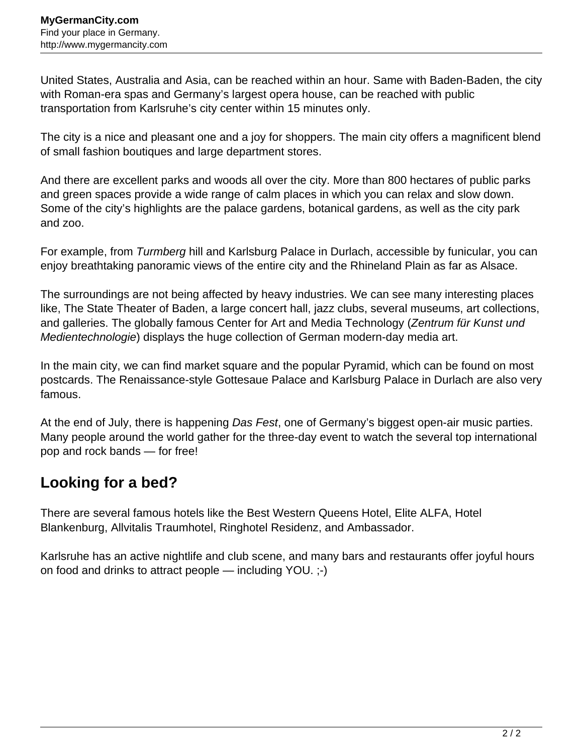United States, Australia and Asia, can be reached within an hour. Same with Baden-Baden, the city with Roman-era spas and Germany's largest opera house, can be reached with public transportation from Karlsruhe's city center within 15 minutes only.

The city is a nice and pleasant one and a joy for shoppers. The main city offers a magnificent blend of small fashion boutiques and large department stores.

And there are excellent parks and woods all over the city. More than 800 hectares of public parks and green spaces provide a wide range of calm places in which you can relax and slow down. Some of the city's highlights are the palace gardens, botanical gardens, as well as the city park and zoo.

For example, from *Turmberg* hill and Karlsburg Palace in Durlach, accessible by funicular, you can enjoy breathtaking panoramic views of the entire city and the Rhineland Plain as far as Alsace.

The surroundings are not being affected by heavy industries. We can see many interesting places like, The State Theater of Baden, a large concert hall, jazz clubs, several museums, art collections, and galleries. The globally famous Center for Art and Media Technology (*Zentrum für Kunst und Medientechnologie*) displays the huge collection of German modern-day media art.

In the main city, we can find market square and the popular Pyramid, which can be found on most postcards. The Renaissance-style Gottesaue Palace and Karlsburg Palace in Durlach are also very famous.

At the end of July, there is happening *Das Fest*, one of Germany's biggest open-air music parties. Many people around the world gather for the three-day event to watch the several top international pop and rock bands — for free!

## Looking for a bed?

There are several famous hotels like the Best Western Queens Hotel, Elite ALFA, Hotel Blankenburg, Allvitalis Traumhotel, Ringhotel Residenz, and Ambassador.

Karlsruhe has an active nightlife and club scene, and many bars and restaurants offer joyful hours on food and drinks to attract people — including YOU. ;-)